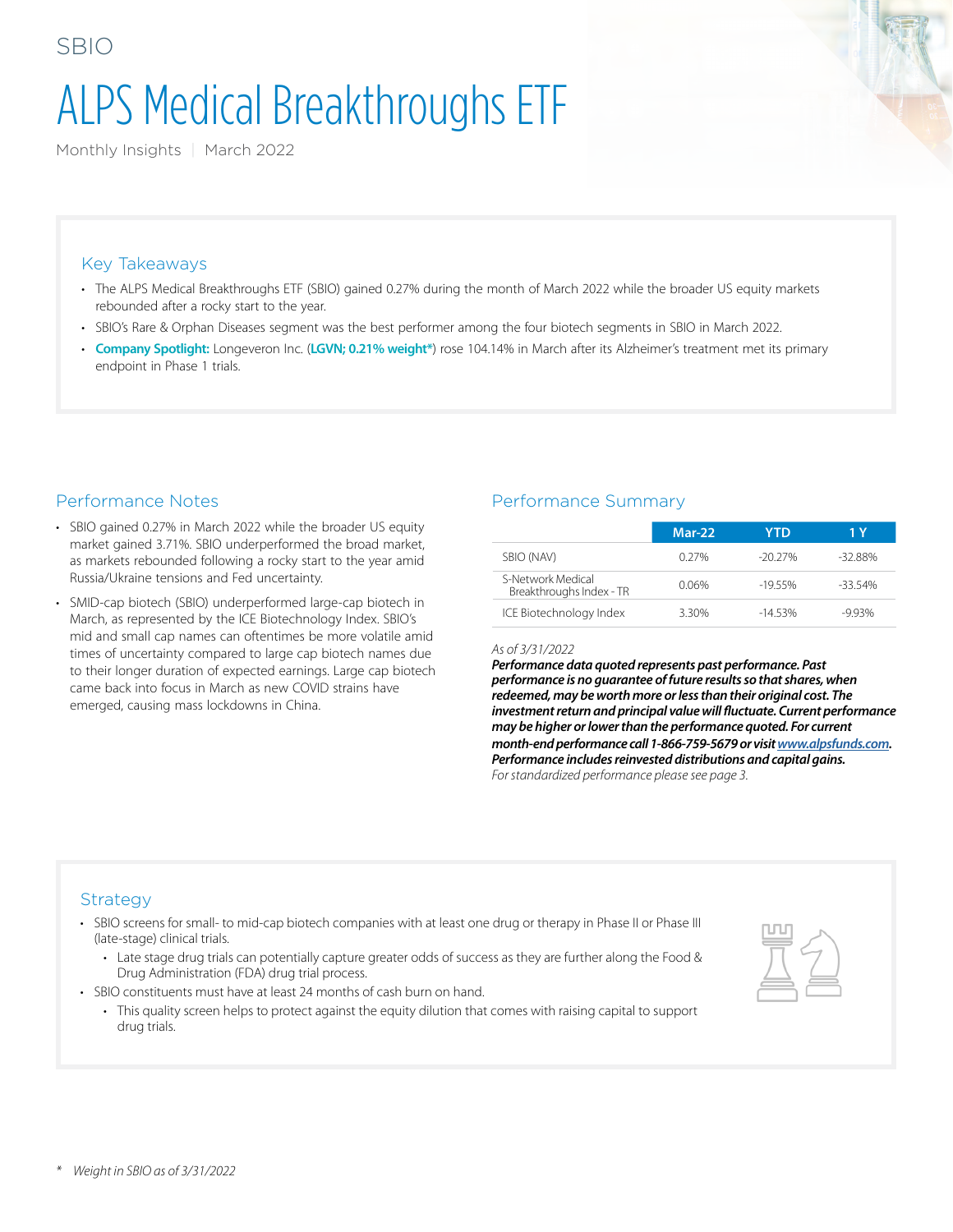SBIO

# ALPS Medical Breakthroughs ETF

Monthly Insights | March 2022

## Key Takeaways

- The ALPS Medical Breakthroughs ETF (SBIO) gained 0.27% during the month of March 2022 while the broader US equity markets rebounded after a rocky start to the year.
- SBIO's Rare & Orphan Diseases segment was the best performer among the four biotech segments in SBIO in March 2022.
- **Company Spotlight:** Longeveron Inc. (**LGVN; 0.21% weight***) rose 104.14% in March after its Alzheimer's treatment met its primary endpoint in Phase 1 trials.

## Performance Notes

- SBIO gained 0.27% in March 2022 while the broader US equity market gained 3.71%. SBIO underperformed the broad market, as markets rebounded following a rocky start to the year amid Russia/Ukraine tensions and Fed uncertainty.
- SMID-cap biotech (SBIO) underperformed large-cap biotech in March, as represented by the ICE Biotechnology Index. SBIO's mid and small cap names can oftentimes be more volatile amid times of uncertainty compared to large cap biotech names due to their longer duration of expected earnings. Large cap biotech came back into focus in March as new COVID strains have emerged, causing mass lockdowns in China.

## Performance Summary

| | Mar-22 | YTD | 1 Y |
|---|---|---|---|
| SBIO (NAV) | 0.27% | -20.27% | -32.88% |
| S-Network Medical Breakthroughs Index - TR | 0.06% | -19.55% | -33.54% |
| ICE Biotechnology Index | 3.30% | -14.53% | -9.93% |

*As of 3/31/2022*

***Performance data quoted represents past performance. Past performance is no guarantee of future results so that shares, when redeemed, may be worth more or less than their original cost. The investment return and principal value will fluctuate. Current performance may be higher or lower than the performance quoted. For current month-end performance call 1-866-759-5679 or visit www.alpsfunds.com. Performance includes reinvested distributions and capital gains.***

*For standardized performance please see page 3.*

## Strategy

- SBIO screens for small- to mid-cap biotech companies with at least one drug or therapy in Phase II or Phase III (late-stage) clinical trials.
  - Late stage drug trials can potentially capture greater odds of success as they are further along the Food & Drug Administration (FDA) drug trial process.
- SBIO constituents must have at least 24 months of cash burn on hand.
  - This quality screen helps to protect against the equity dilution that comes with raising capital to support drug trials.

\* *Weight in SBIO as of 3/31/2022*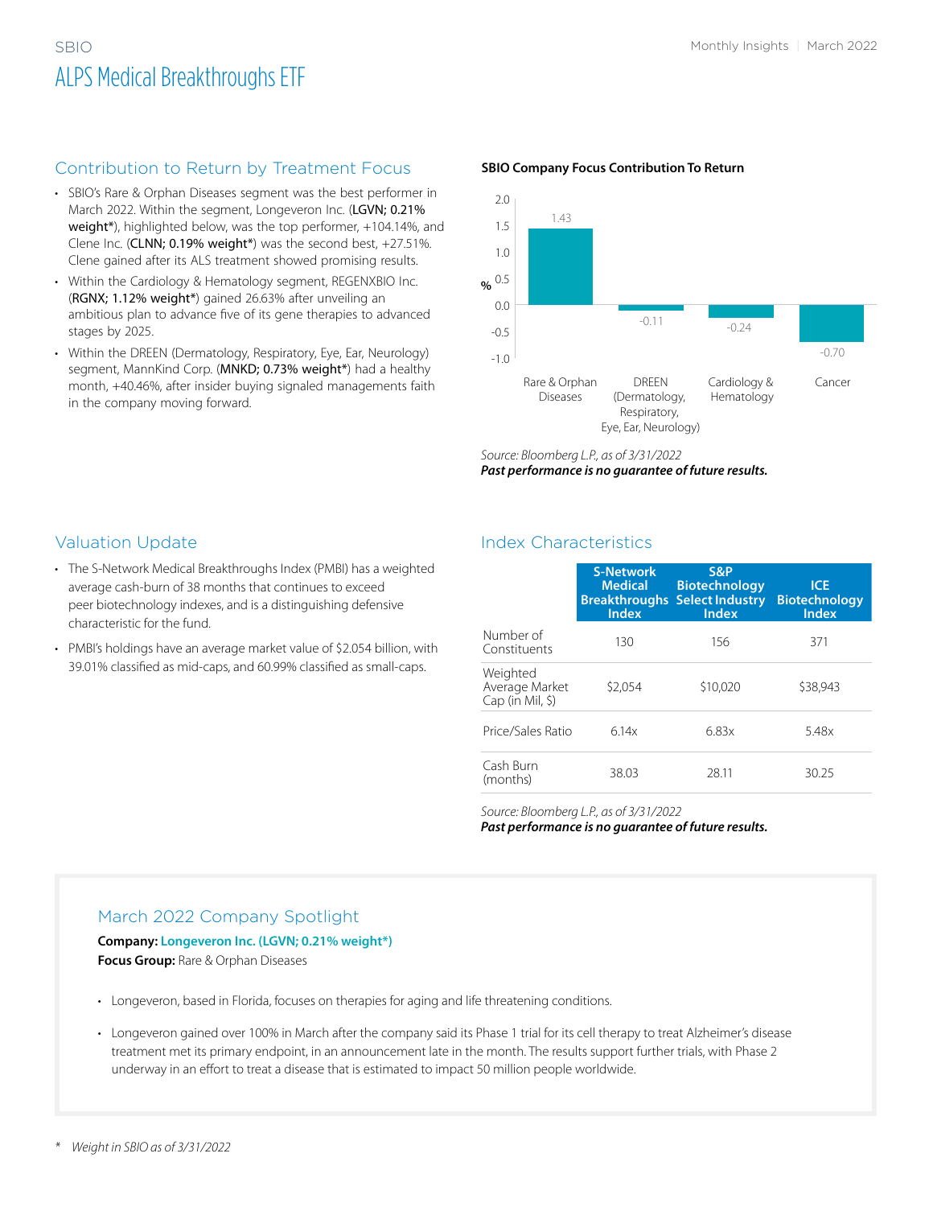# ALPS Medical Breakthroughs ETF

SBIO

## Contribution to Return by Treatment Focus

- SBIO's Rare & Orphan Diseases segment was the best performer in March 2022. Within the segment, Longeveron Inc. (**LGVN; 0.21% weight***), highlighted below, was the top performer, +104.14%, and Clene Inc. (**CLNN; 0.19% weight***) was the second best, +27.51%. Clene gained after its ALS treatment showed promising results.
- Within the Cardiology & Hematology segment, REGENXBIO Inc. (**RGNX; 1.12% weight***) gained 26.63% after unveiling an ambitious plan to advance five of its gene therapies to advanced stages by 2025.
- Within the DREEN (Dermatology, Respiratory, Eye, Ear, Neurology) segment, MannKind Corp. (**MNKD; 0.73% weight***) had a healthy month, +40.46%, after insider buying signaled managements faith in the company moving forward.

**SBIO Company Focus Contribution To Return**

| Treatment Focus | Contribution (%) |
|---|---|
| Rare & Orphan Diseases | 1.43 |
| DREEN (Dermatology, Respiratory, Eye, Ear, Neurology) | -0.11 |
| Cardiology & Hematology | -0.24 |
| Cancer | -0.70 |

*Source: Bloomberg L.P., as of 3/31/2022*
***Past performance is no guarantee of future results.***

## Valuation Update

- The S-Network Medical Breakthroughs Index (PMBI) has a weighted average cash-burn of 38 months that continues to exceed peer biotechnology indexes, and is a distinguishing defensive characteristic for the fund.
- PMBI's holdings have an average market value of $2.054 billion, with 39.01% classified as mid-caps, and 60.99% classified as small-caps.

## Index Characteristics

| | S-Network Medical Breakthroughs Index | S&P Biotechnology Select Industry Index | ICE Biotechnology Index |
|---|---|---|---|
| Number of Constituents | 130 | 156 | 371 |
| Weighted Average Market Cap (in Mil, $) | $2,054 | $10,020 | $38,943 |
| Price/Sales Ratio | 6.14x | 6.83x | 5.48x |
| Cash Burn (months) | 38.03 | 28.11 | 30.25 |

*Source: Bloomberg L.P., as of 3/31/2022*
***Past performance is no guarantee of future results.***

## March 2022 Company Spotlight

**Company:** **Longeveron Inc. (LGVN; 0.21% weight*)**
**Focus Group:** Rare & Orphan Diseases

- Longeveron, based in Florida, focuses on therapies for aging and life threatening conditions.
- Longeveron gained over 100% in March after the company said its Phase 1 trial for its cell therapy to treat Alzheimer's disease treatment met its primary endpoint, in an announcement late in the month. The results support further trials, with Phase 2 underway in an effort to treat a disease that is estimated to impact 50 million people worldwide.

\* *Weight in SBIO as of 3/31/2022*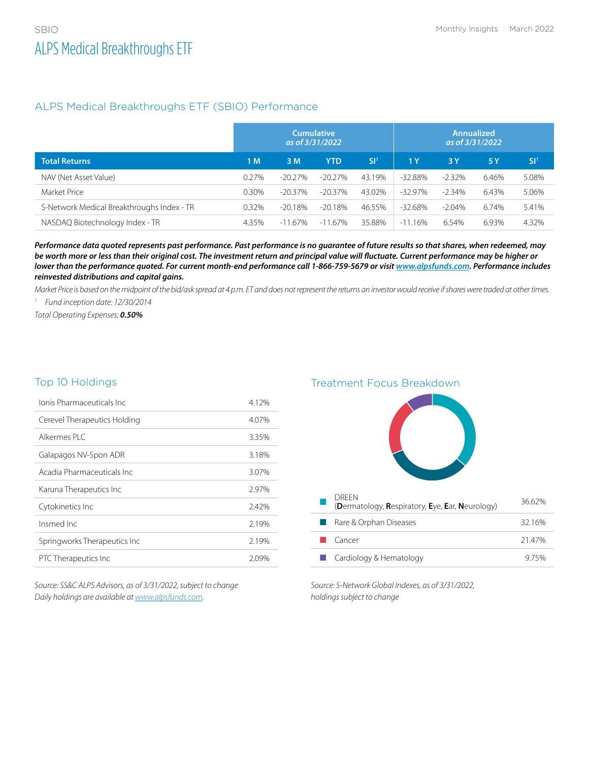# ALPS Medical Breakthroughs ETF

## ALPS Medical Breakthroughs ETF (SBIO) Performance

| | Cumulative as of 3/31/2022 | | | | Annualized as of 3/31/2022 | | | |
|---|---|---|---|---|---|---|---|---|
| **Total Returns** | **1 M** | **3 M** | **YTD** | **SI[1]** | **1 Y** | **3 Y** | **5 Y** | **SI[1]** |
| NAV (Net Asset Value) | 0.27% | -20.27% | -20.27% | 43.19% | -32.88% | -2.32% | 6.46% | 5.08% |
| Market Price | 0.30% | -20.37% | -20.37% | 43.02% | -32.97% | -2.34% | 6.43% | 5.06% |
| S-Network Medical Breakthroughs Index - TR | 0.32% | -20.18% | -20.18% | 46.55% | -32.68% | -2.04% | 6.74% | 5.41% |
| NASDAQ Biotechnology Index - TR | 4.35% | -11.67% | -11.67% | 35.88% | -11.16% | 6.54% | 6.93% | 4.32% |

***Performance data quoted represents past performance. Past performance is no guarantee of future results so that shares, when redeemed, may be worth more or less than their original cost. The investment return and principal value will fluctuate. Current performance may be higher or lower than the performance quoted. For current month-end performance call 1-866-759-5679 or visit www.alpsfunds.com. Performance includes reinvested distributions and capital gains.***

*Market Price is based on the midpoint of the bid/ask spread at 4 p.m. ET and does not represent the returns an investor would receive if shares were traded at other times.*

[1] *Fund inception date: 12/30/2014*

*Total Operating Expenses:* ***0.50%***

## Top 10 Holdings

| Holding | Weight |
|---|---|
| Ionis Pharmaceuticals Inc | 4.12% |
| Cerevel Therapeutics Holding | 4.07% |
| Alkermes PLC | 3.35% |
| Galapagos NV-Spon ADR | 3.18% |
| Acadia Pharmaceuticals Inc | 3.07% |
| Karuna Therapeutics Inc | 2.97% |
| Cytokinetics Inc | 2.42% |
| Insmed Inc | 2.19% |
| Springworks Therapeutics Inc | 2.19% |
| PTC Therapeutics Inc | 2.09% |

*Source: SS&C ALPS Advisors, as of 3/31/2022, subject to change*
*Daily holdings are available at www.alpsfunds.com.*

## Treatment Focus Breakdown

| Treatment Focus | Weight |
|---|---|
| DREEN (**D**ermatology, **R**espiratory, **E**ye, **E**ar, **N**eurology) | 36.62% |
| Rare & Orphan Diseases | 32.16% |
| Cancer | 21.47% |
| Cardiology & Hematology | 9.75% |

*Source: S-Network Global Indexes, as of 3/31/2022, holdings subject to change*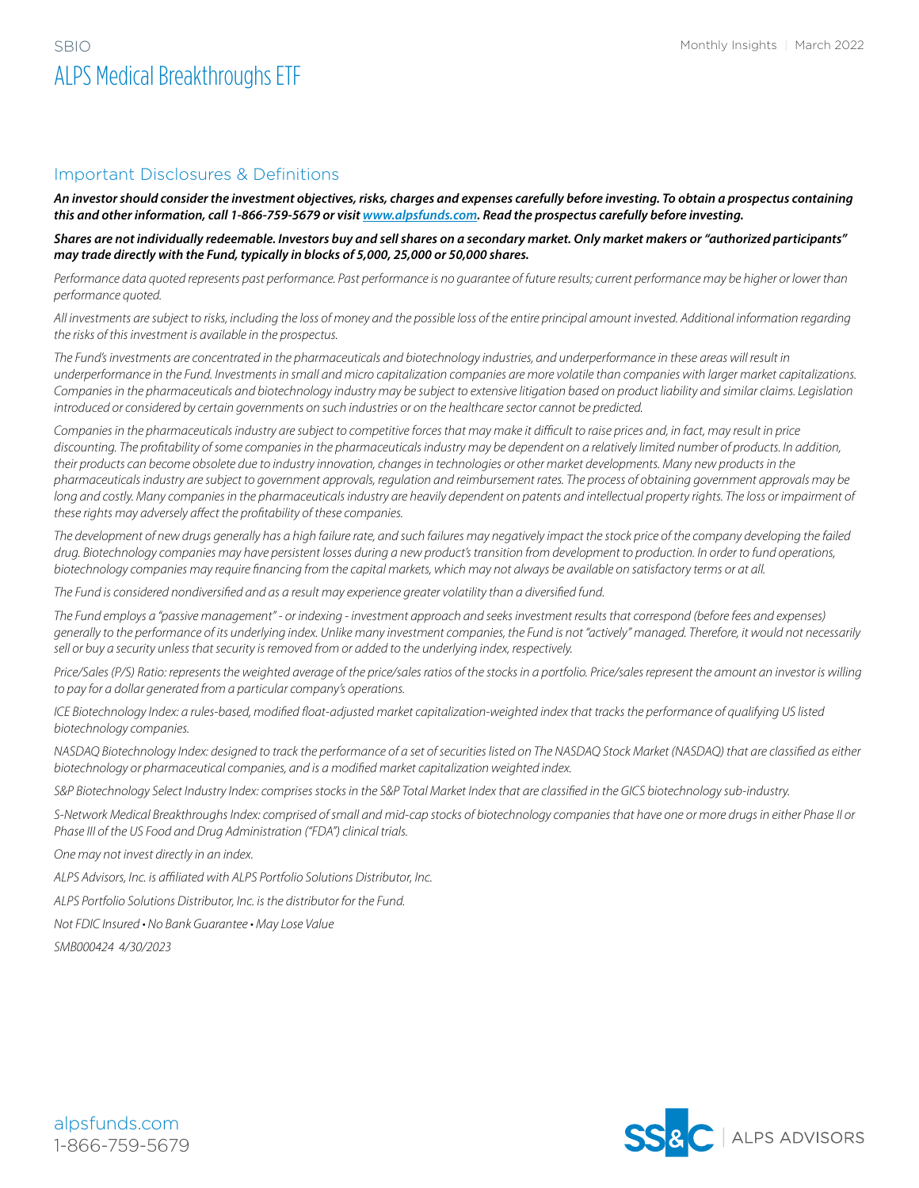## Important Disclosures & Definitions

***An investor should consider the investment objectives, risks, charges and expenses carefully before investing. To obtain a prospectus containing this and other information, call 1-866-759-5679 or visit [www.alpsfunds.com](http://www.alpsfunds.com). Read the prospectus carefully before investing.***

***Shares are not individually redeemable. Investors buy and sell shares on a secondary market. Only market makers or "authorized participants" may trade directly with the Fund, typically in blocks of 5,000, 25,000 or 50,000 shares.***

*Performance data quoted represents past performance. Past performance is no guarantee of future results; current performance may be higher or lower than performance quoted.*

*All investments are subject to risks, including the loss of money and the possible loss of the entire principal amount invested. Additional information regarding the risks of this investment is available in the prospectus.*

*The Fund's investments are concentrated in the pharmaceuticals and biotechnology industries, and underperformance in these areas will result in underperformance in the Fund. Investments in small and micro capitalization companies are more volatile than companies with larger market capitalizations. Companies in the pharmaceuticals and biotechnology industry may be subject to extensive litigation based on product liability and similar claims. Legislation introduced or considered by certain governments on such industries or on the healthcare sector cannot be predicted.*

*Companies in the pharmaceuticals industry are subject to competitive forces that may make it difficult to raise prices and, in fact, may result in price discounting. The profitability of some companies in the pharmaceuticals industry may be dependent on a relatively limited number of products. In addition, their products can become obsolete due to industry innovation, changes in technologies or other market developments. Many new products in the pharmaceuticals industry are subject to government approvals, regulation and reimbursement rates. The process of obtaining government approvals may be long and costly. Many companies in the pharmaceuticals industry are heavily dependent on patents and intellectual property rights. The loss or impairment of these rights may adversely affect the profitability of these companies.*

*The development of new drugs generally has a high failure rate, and such failures may negatively impact the stock price of the company developing the failed drug. Biotechnology companies may have persistent losses during a new product's transition from development to production. In order to fund operations, biotechnology companies may require financing from the capital markets, which may not always be available on satisfactory terms or at all.*

*The Fund is considered nondiversified and as a result may experience greater volatility than a diversified fund.*

*The Fund employs a "passive management" - or indexing - investment approach and seeks investment results that correspond (before fees and expenses) generally to the performance of its underlying index. Unlike many investment companies, the Fund is not "actively" managed. Therefore, it would not necessarily sell or buy a security unless that security is removed from or added to the underlying index, respectively.*

*Price/Sales (P/S) Ratio: represents the weighted average of the price/sales ratios of the stocks in a portfolio. Price/sales represent the amount an investor is willing to pay for a dollar generated from a particular company's operations.*

*ICE Biotechnology Index: a rules-based, modified float-adjusted market capitalization-weighted index that tracks the performance of qualifying US listed biotechnology companies.*

*NASDAQ Biotechnology Index: designed to track the performance of a set of securities listed on The NASDAQ Stock Market (NASDAQ) that are classified as either biotechnology or pharmaceutical companies, and is a modified market capitalization weighted index.*

*S&P Biotechnology Select Industry Index: comprises stocks in the S&P Total Market Index that are classified in the GICS biotechnology sub-industry.*

*S-Network Medical Breakthroughs Index: comprised of small and mid-cap stocks of biotechnology companies that have one or more drugs in either Phase II or Phase III of the US Food and Drug Administration ("FDA") clinical trials.*

*One may not invest directly in an index.*

*ALPS Advisors, Inc. is affiliated with ALPS Portfolio Solutions Distributor, Inc.*

*ALPS Portfolio Solutions Distributor, Inc. is the distributor for the Fund.*

*Not FDIC Insured • No Bank Guarantee • May Lose Value*

*SMB000424 4/30/2023*

alpsfunds.com
1-866-759-5679

SS&C | ALPS ADVISORS